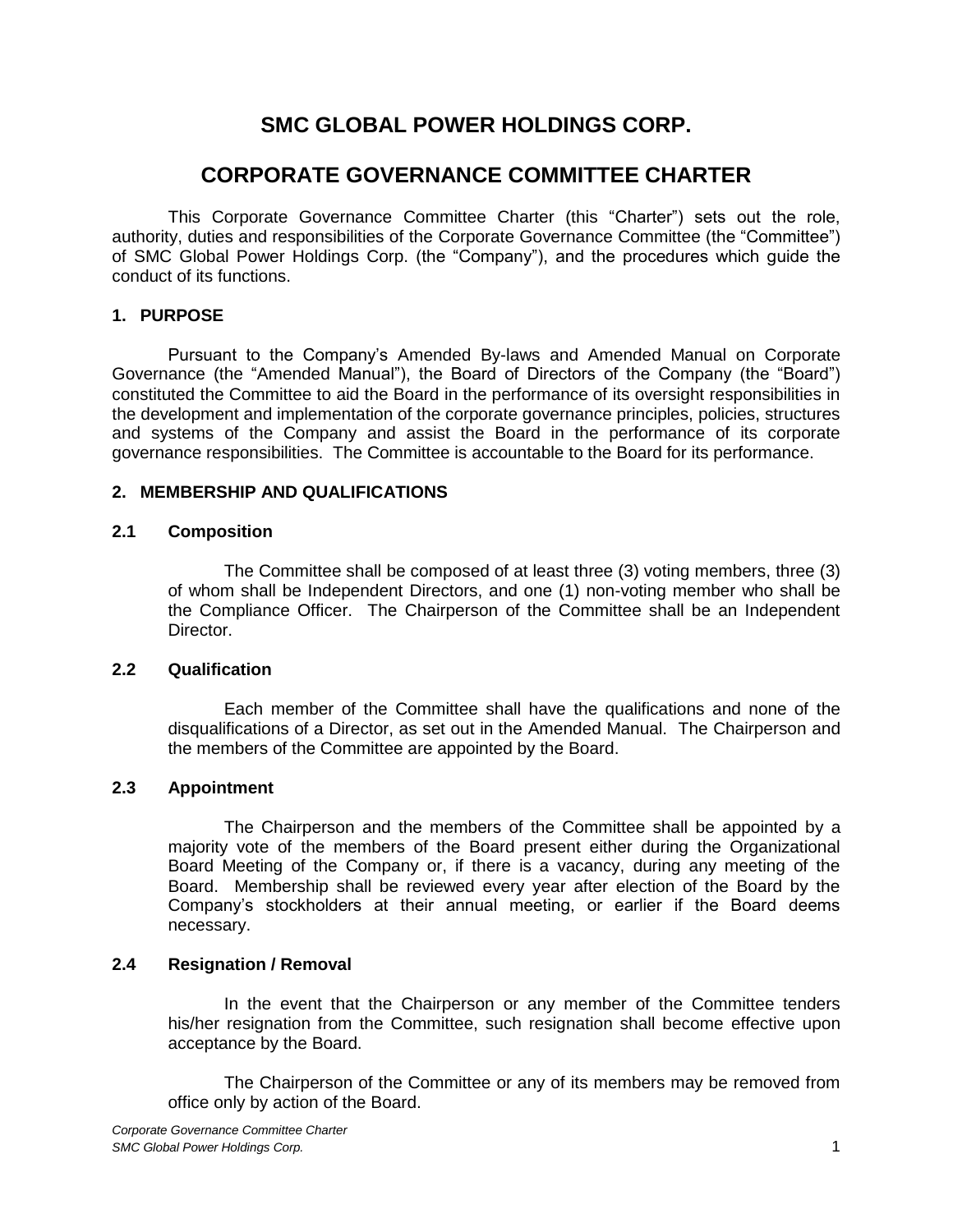# SMC GLOBAL POWER HOLDINGS CORP.

# CORPORATE GOVERNANCE COMMITTEE CHARTER

This Corporate Governance Committee Charter (this "Charter") sets out the role, authority, duties and responsibilities of the Corporate Governance Committee (the "Committee") of SMC Global Power Holdings Corp. (the "Company"), and the procedures which guide the conduct of its functions.

## 1. PURPOSE

Pursuant to the Company's Amended By-laws and Amended Manual on Corporate Governance (the "Amended Manual"), the Board of Directors of the Company (the "Board") constituted the Committee to aid the Board in the performance of its oversight responsibilities in the development and implementation of the corporate governance principles, policies, structures and systems of the Company and assist the Board in the performance of its corporate governance responsibilities. The Committee is accountable to the Board for its performance.

## 2. MEMBERSHIP AND QUALIFICATIONS

### 2.1 Composition

The Committee shall be composed of at least three (3) voting members, three (3) of whom shall be Independent Directors, and one (1) non-voting member who shall be the Compliance Officer. The Chairperson of the Committee shall be an Independent Director.

### 2.2 Qualification

Each member of the Committee shall have the qualifications and none of the disqualifications of a Director, as set out in the Amended Manual. The Chairperson and the members of the Committee are appointed by the Board.

### 2.3 Appointment

The Chairperson and the members of the Committee shall be appointed by a majority vote of the members of the Board present either during the Organizational Board Meeting of the Company or, if there is a vacancy, during any meeting of the Board. Membership shall be reviewed every year after election of the Board by the Company's stockholders at their annual meeting, or earlier if the Board deems necessary.

### 2.4 Resignation / Removal

In the event that the Chairperson or any member of the Committee tenders his/her resignation from the Committee, such resignation shall become effective upon acceptance by the Board.

The Chairperson of the Committee or any of its members may be removed from office only by action of the Board.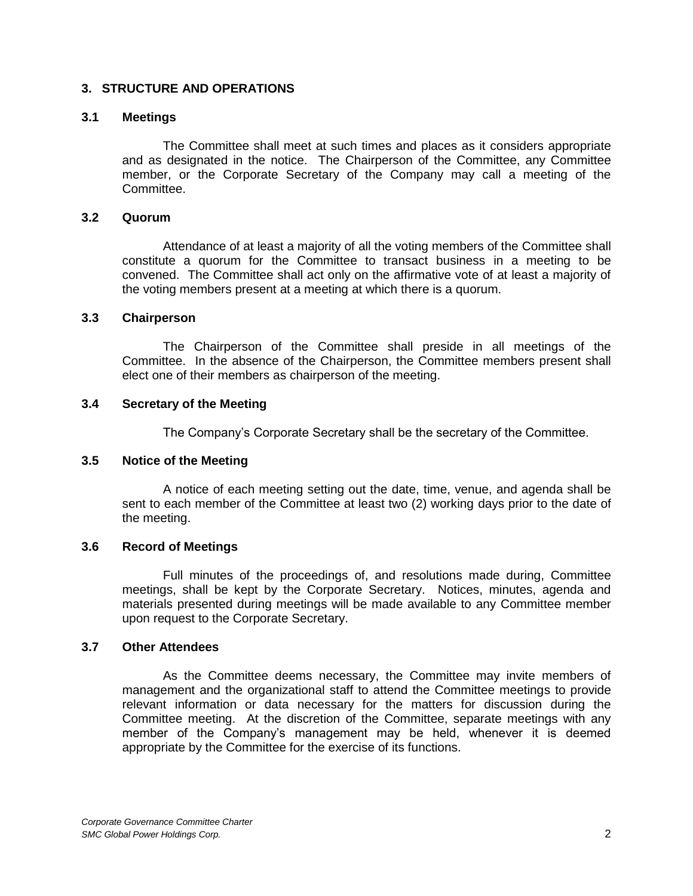## 3. STRUCTURE AND OPERATIONS

### 3.1 Meetings

The Committee shall meet at such times and places as it considers appropriate and as designated in the notice. The Chairperson of the Committee, any Committee member, or the Corporate Secretary of the Company may call a meeting of the Committee.

### 3.2 Quorum

Attendance of at least a majority of all the voting members of the Committee shall constitute a quorum for the Committee to transact business in a meeting to be convened. The Committee shall act only on the affirmative vote of at least a majority of the voting members present at a meeting at which there is a quorum.

### 3.3 Chairperson

The Chairperson of the Committee shall preside in all meetings of the Committee. In the absence of the Chairperson, the Committee members present shall elect one of their members as chairperson of the meeting.

### 3.4 Secretary of the Meeting

The Company's Corporate Secretary shall be the secretary of the Committee.

### 3.5 Notice of the Meeting

A notice of each meeting setting out the date, time, venue, and agenda shall be sent to each member of the Committee at least two (2) working days prior to the date of the meeting.

### 3.6 Record of Meetings

Full minutes of the proceedings of, and resolutions made during, Committee meetings, shall be kept by the Corporate Secretary. Notices, minutes, agenda and materials presented during meetings will be made available to any Committee member upon request to the Corporate Secretary.

### 3.7 Other Attendees

As the Committee deems necessary, the Committee may invite members of management and the organizational staff to attend the Committee meetings to provide relevant information or data necessary for the matters for discussion during the Committee meeting. At the discretion of the Committee, separate meetings with any member of the Company's management may be held, whenever it is deemed appropriate by the Committee for the exercise of its functions.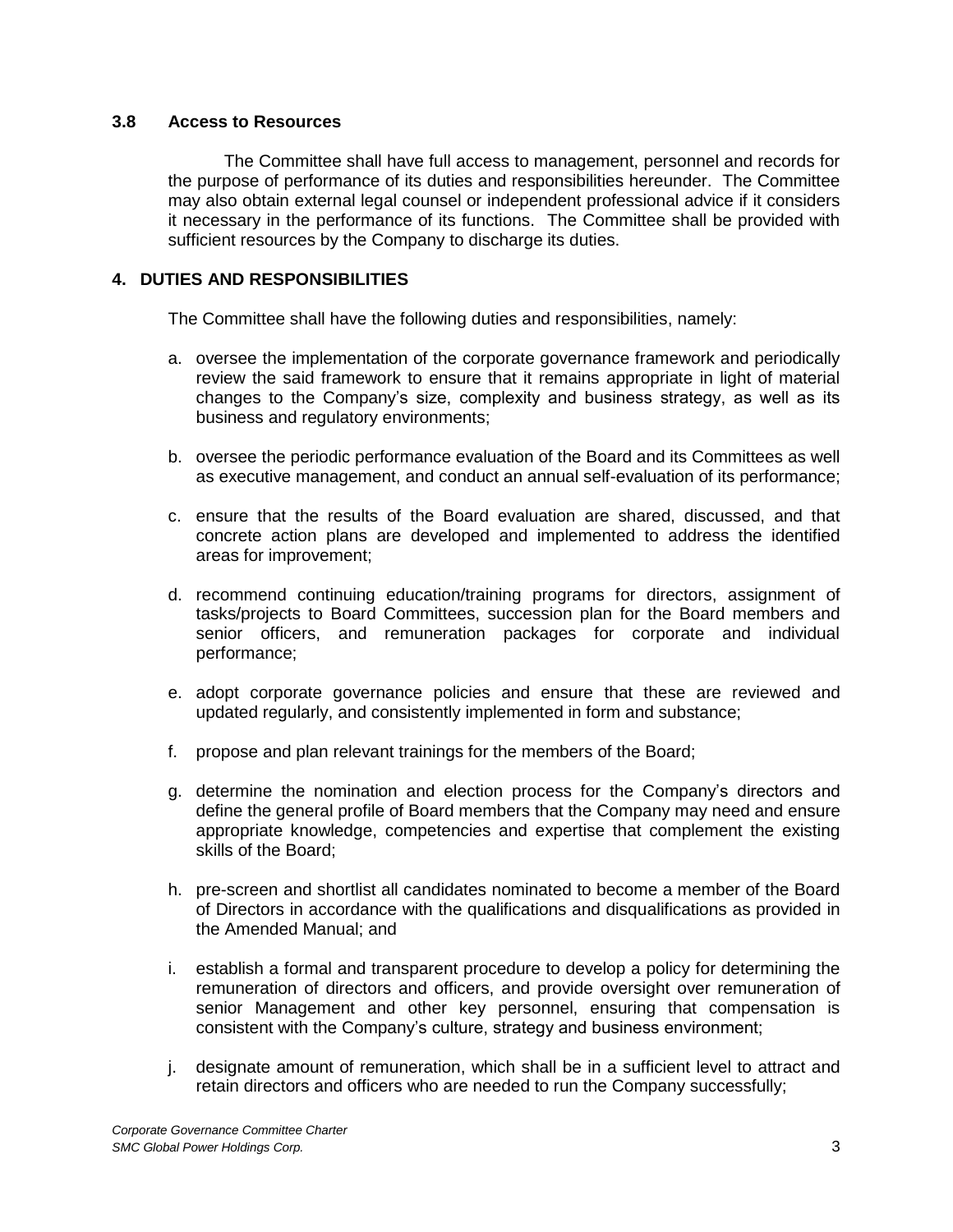### 3.8 Access to Resources

The Committee shall have full access to management, personnel and records for the purpose of performance of its duties and responsibilities hereunder. The Committee may also obtain external legal counsel or independent professional advice if it considers it necessary in the performance of its functions. The Committee shall be provided with sufficient resources by the Company to discharge its duties.

## 4. DUTIES AND RESPONSIBILITIES

The Committee shall have the following duties and responsibilities, namely:

a. oversee the implementation of the corporate governance framework and periodically review the said framework to ensure that it remains appropriate in light of material changes to the Company's size, complexity and business strategy, as well as its business and regulatory environments;

b. oversee the periodic performance evaluation of the Board and its Committees as well as executive management, and conduct an annual self-evaluation of its performance;

c. ensure that the results of the Board evaluation are shared, discussed, and that concrete action plans are developed and implemented to address the identified areas for improvement;

d. recommend continuing education/training programs for directors, assignment of tasks/projects to Board Committees, succession plan for the Board members and senior officers, and remuneration packages for corporate and individual performance;

e. adopt corporate governance policies and ensure that these are reviewed and updated regularly, and consistently implemented in form and substance;

f. propose and plan relevant trainings for the members of the Board;

g. determine the nomination and election process for the Company's directors and define the general profile of Board members that the Company may need and ensure appropriate knowledge, competencies and expertise that complement the existing skills of the Board;

h. pre-screen and shortlist all candidates nominated to become a member of the Board of Directors in accordance with the qualifications and disqualifications as provided in the Amended Manual; and

i. establish a formal and transparent procedure to develop a policy for determining the remuneration of directors and officers, and provide oversight over remuneration of senior Management and other key personnel, ensuring that compensation is consistent with the Company's culture, strategy and business environment;

j. designate amount of remuneration, which shall be in a sufficient level to attract and retain directors and officers who are needed to run the Company successfully;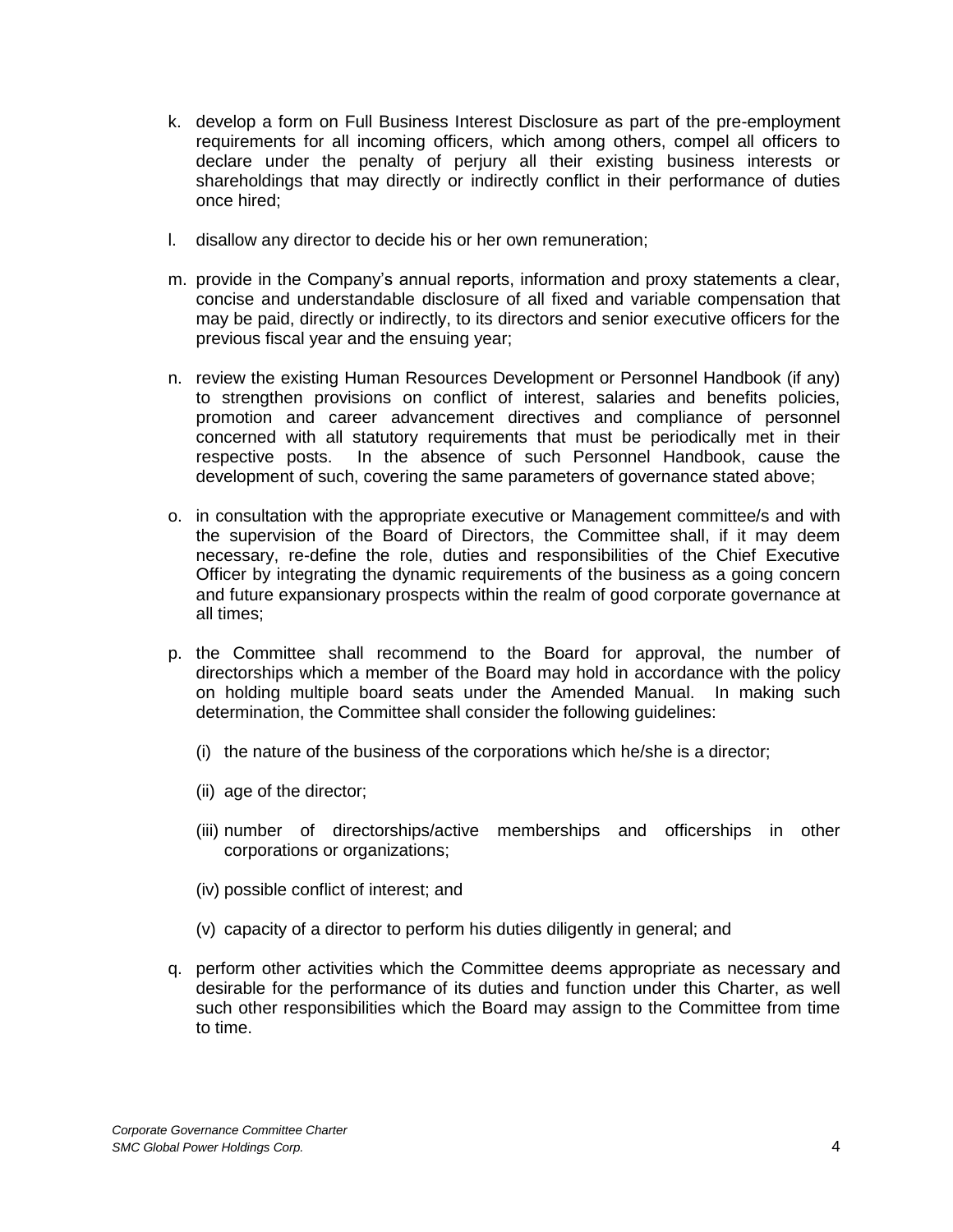k. develop a form on Full Business Interest Disclosure as part of the pre-employment requirements for all incoming officers, which among others, compel all officers to declare under the penalty of perjury all their existing business interests or shareholdings that may directly or indirectly conflict in their performance of duties once hired;

l. disallow any director to decide his or her own remuneration;

m. provide in the Company's annual reports, information and proxy statements a clear, concise and understandable disclosure of all fixed and variable compensation that may be paid, directly or indirectly, to its directors and senior executive officers for the previous fiscal year and the ensuing year;

n. review the existing Human Resources Development or Personnel Handbook (if any) to strengthen provisions on conflict of interest, salaries and benefits policies, promotion and career advancement directives and compliance of personnel concerned with all statutory requirements that must be periodically met in their respective posts. In the absence of such Personnel Handbook, cause the development of such, covering the same parameters of governance stated above;

o. in consultation with the appropriate executive or Management committee/s and with the supervision of the Board of Directors, the Committee shall, if it may deem necessary, re-define the role, duties and responsibilities of the Chief Executive Officer by integrating the dynamic requirements of the business as a going concern and future expansionary prospects within the realm of good corporate governance at all times;

p. the Committee shall recommend to the Board for approval, the number of directorships which a member of the Board may hold in accordance with the policy on holding multiple board seats under the Amended Manual. In making such determination, the Committee shall consider the following guidelines:

   (i) the nature of the business of the corporations which he/she is a director;

   (ii) age of the director;

   (iii) number of directorships/active memberships and officerships in other corporations or organizations;

   (iv) possible conflict of interest; and

   (v) capacity of a director to perform his duties diligently in general; and

q. perform other activities which the Committee deems appropriate as necessary and desirable for the performance of its duties and function under this Charter, as well such other responsibilities which the Board may assign to the Committee from time to time.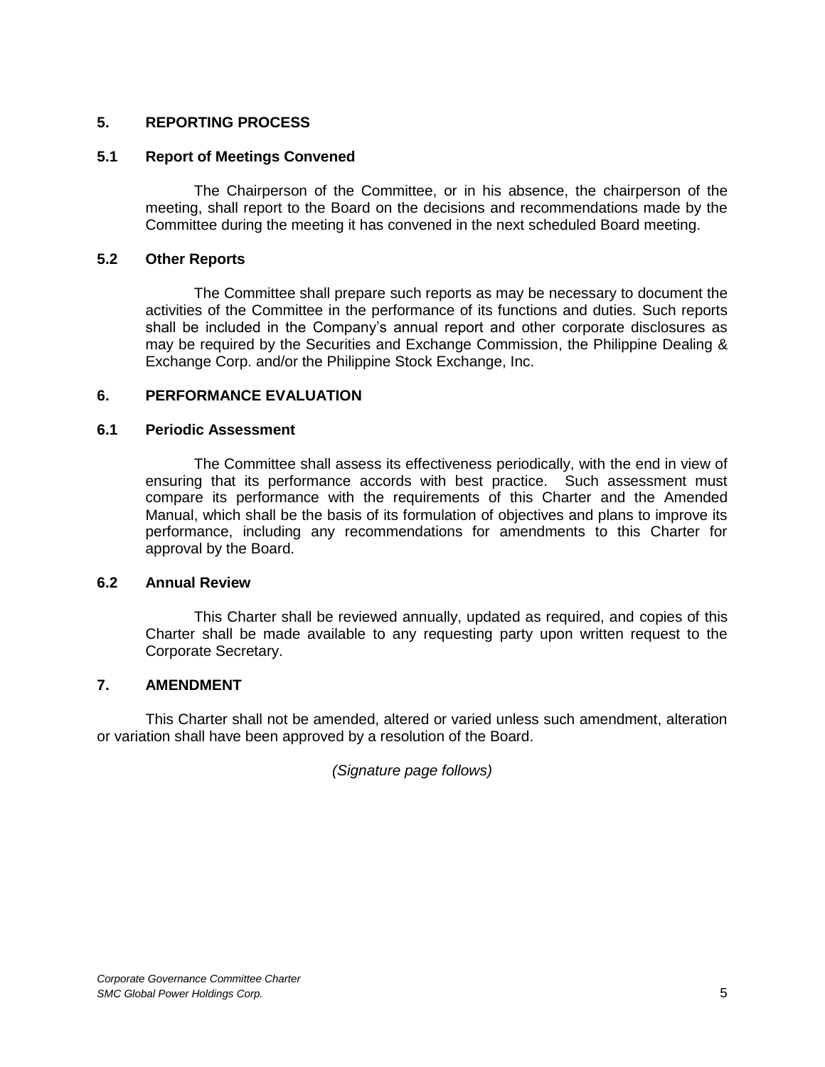## 5. REPORTING PROCESS

### 5.1 Report of Meetings Convened

The Chairperson of the Committee, or in his absence, the chairperson of the meeting, shall report to the Board on the decisions and recommendations made by the Committee during the meeting it has convened in the next scheduled Board meeting.

### 5.2 Other Reports

The Committee shall prepare such reports as may be necessary to document the activities of the Committee in the performance of its functions and duties. Such reports shall be included in the Company's annual report and other corporate disclosures as may be required by the Securities and Exchange Commission, the Philippine Dealing & Exchange Corp. and/or the Philippine Stock Exchange, Inc.

## 6. PERFORMANCE EVALUATION

### 6.1 Periodic Assessment

The Committee shall assess its effectiveness periodically, with the end in view of ensuring that its performance accords with best practice. Such assessment must compare its performance with the requirements of this Charter and the Amended Manual, which shall be the basis of its formulation of objectives and plans to improve its performance, including any recommendations for amendments to this Charter for approval by the Board.

### 6.2 Annual Review

This Charter shall be reviewed annually, updated as required, and copies of this Charter shall be made available to any requesting party upon written request to the Corporate Secretary.

## 7. AMENDMENT

This Charter shall not be amended, altered or varied unless such amendment, alteration or variation shall have been approved by a resolution of the Board.

*(Signature page follows)*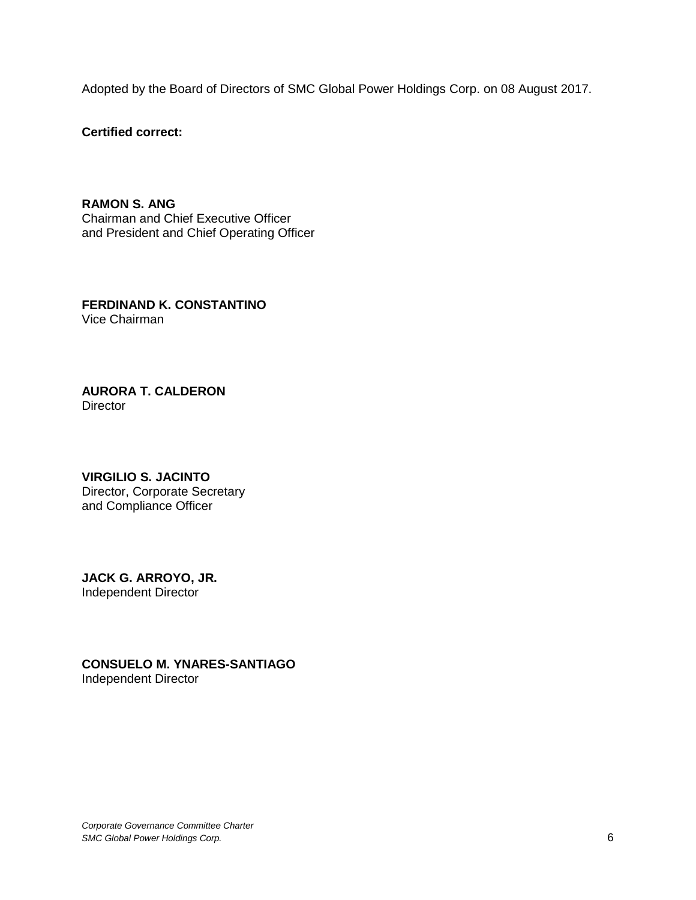Adopted by the Board of Directors of SMC Global Power Holdings Corp. on 08 August 2017.

**Certified correct:**

**RAMON S. ANG**
Chairman and Chief Executive Officer
and President and Chief Operating Officer

**FERDINAND K. CONSTANTINO**
Vice Chairman

**AURORA T. CALDERON**
Director

**VIRGILIO S. JACINTO**
Director, Corporate Secretary
and Compliance Officer

**JACK G. ARROYO, JR.**
Independent Director

**CONSUELO M. YNARES-SANTIAGO**
Independent Director